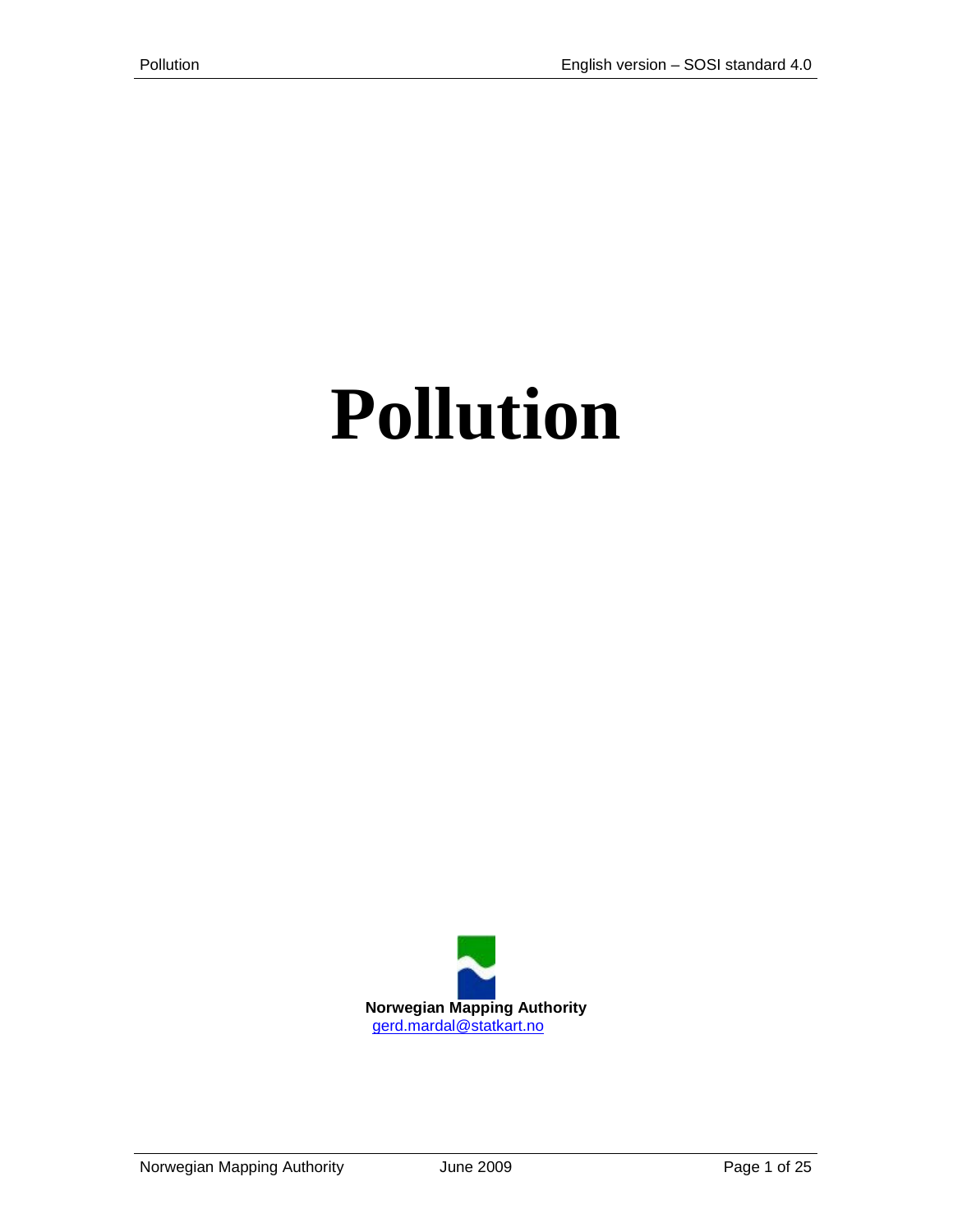# Pollution

**Norwegian Mapping Authority**
gerd.mardal@statkart.no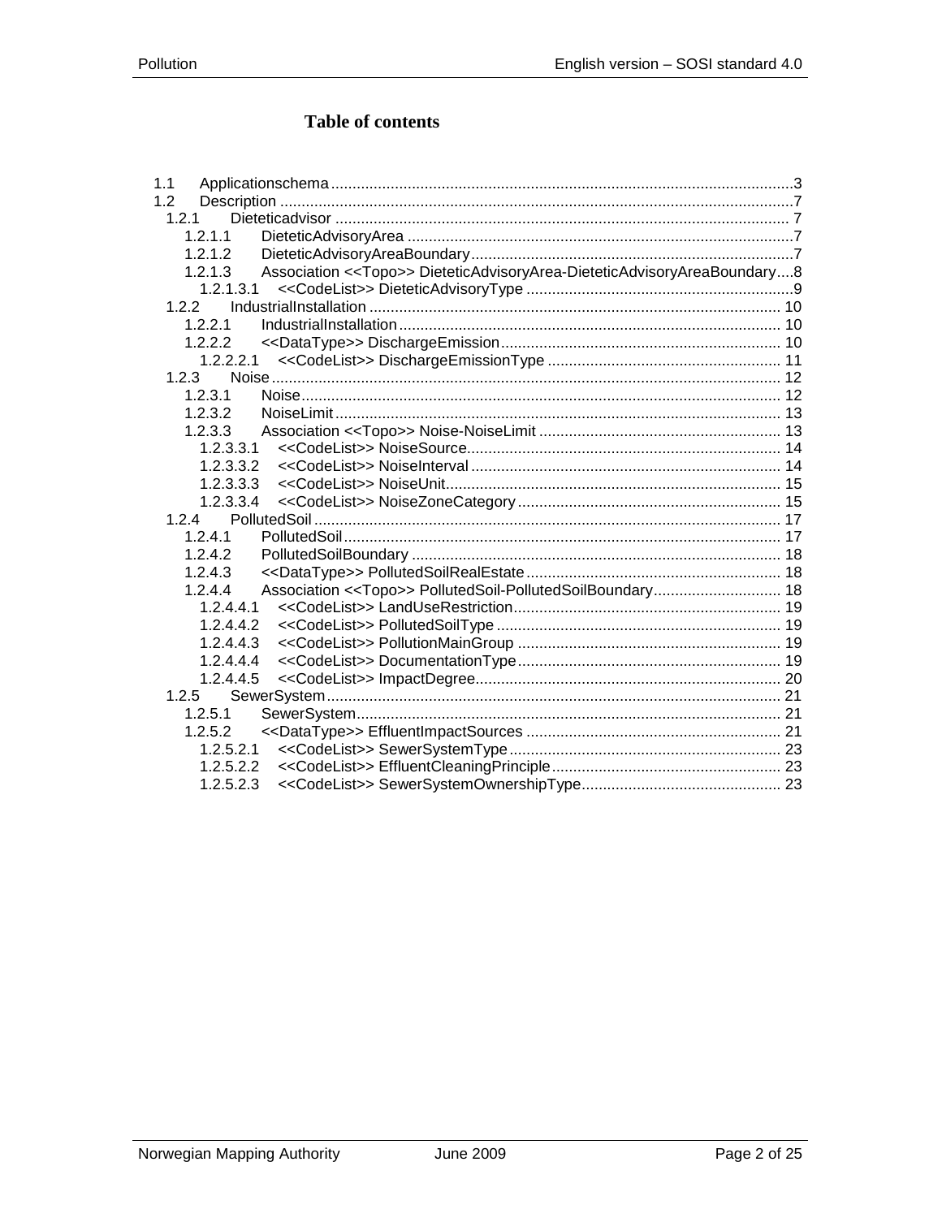# Table of contents

- 1.1 Applicationschema ... 3
- 1.2 Description ... 7
  - 1.2.1 Dieteticadvisor ... 7
    - 1.2.1.1 DieteticAdvisoryArea ... 7
    - 1.2.1.2 DieteticAdvisoryAreaBoundary ... 7
    - 1.2.1.3 Association <<Topo>> DieteticAdvisoryArea-DieteticAdvisoryAreaBoundary ... 8
      - 1.2.1.3.1 <<CodeList>> DieteticAdvisoryType ... 9
  - 1.2.2 IndustrialInstallation ... 10
    - 1.2.2.1 IndustrialInstallation ... 10
    - 1.2.2.2 <<DataType>> DischargeEmission ... 10
      - 1.2.2.2.1 <<CodeList>> DischargeEmissionType ... 11
  - 1.2.3 Noise ... 12
    - 1.2.3.1 Noise ... 12
    - 1.2.3.2 NoiseLimit ... 13
    - 1.2.3.3 Association <<Topo>> Noise-NoiseLimit ... 13
      - 1.2.3.3.1 <<CodeList>> NoiseSource ... 14
      - 1.2.3.3.2 <<CodeList>> NoiseInterval ... 14
      - 1.2.3.3.3 <<CodeList>> NoiseUnit ... 15
      - 1.2.3.3.4 <<CodeList>> NoiseZoneCategory ... 15
  - 1.2.4 PollutedSoil ... 17
    - 1.2.4.1 PollutedSoil ... 17
    - 1.2.4.2 PollutedSoilBoundary ... 18
    - 1.2.4.3 <<DataType>> PollutedSoilRealEstate ... 18
    - 1.2.4.4 Association <<Topo>> PollutedSoil-PollutedSoilBoundary ... 18
      - 1.2.4.4.1 <<CodeList>> LandUseRestriction ... 19
      - 1.2.4.4.2 <<CodeList>> PollutedSoilType ... 19
      - 1.2.4.4.3 <<CodeList>> PollutionMainGroup ... 19
      - 1.2.4.4.4 <<CodeList>> DocumentationType ... 19
      - 1.2.4.4.5 <<CodeList>> ImpactDegree ... 20
  - 1.2.5 SewerSystem ... 21
    - 1.2.5.1 SewerSystem ... 21
    - 1.2.5.2 <<DataType>> EffluentImpactSources ... 21
      - 1.2.5.2.1 <<CodeList>> SewerSystemType ... 23
      - 1.2.5.2.2 <<CodeList>> EffluentCleaningPrinciple ... 23
      - 1.2.5.2.3 <<CodeList>> SewerSystemOwnershipType ... 23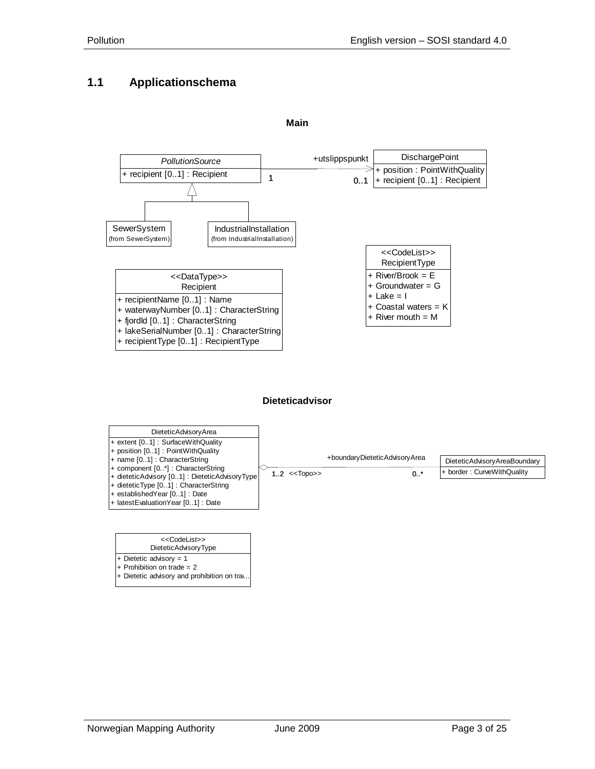## 1.1 Applicationschema

**Main**

*PollutionSource*
+ recipient [0..1] : Recipient

+utslippspunkt

1

0..1

DischargePoint
+ position : PointWithQuality
+ recipient [0..1] : Recipient

SewerSystem
(from SewerSystem)

IndustrialInstallation
(from IndustrialInstallation)

<<CodeList>>
RecipientType
+ River/Brook = E
+ Groundwater = G
+ Lake = I
+ Coastal waters = K
+ River mouth = M

<<DataType>>
Recipient
+ recipientName [0..1] : Name
+ waterwayNumber [0..1] : CharacterString
+ fjordId [0..1] : CharacterString
+ lakeSerialNumber [0..1] : CharacterString
+ recipientType [0..1] : RecipientType

**Dieteticadvisor**

DieteticAdvisoryArea
+ extent [0..1] : SurfaceWithQuality
+ position [0..1] : PointWithQuality
+ name [0..1] : CharacterString
+ component [0..*] : CharacterString
+ dieteticAdvisory [0..1] : DieteticAdvisoryType
+ dieteticType [0..1] : CharacterString
+ establishedYear [0..1] : Date
+ latestEvaluationYear [0..1] : Date

+boundaryDieteticAdvisoryArea

1..2 <<Topo>>

0..*

DieteticAdvisoryAreaBoundary
+ border : CurveWithQuality

<<CodeList>>
DieteticAdvisoryType
+ Dietetic advisory = 1
+ Prohibition on trade = 2
+ Dietetic advisory and prohibition on tra...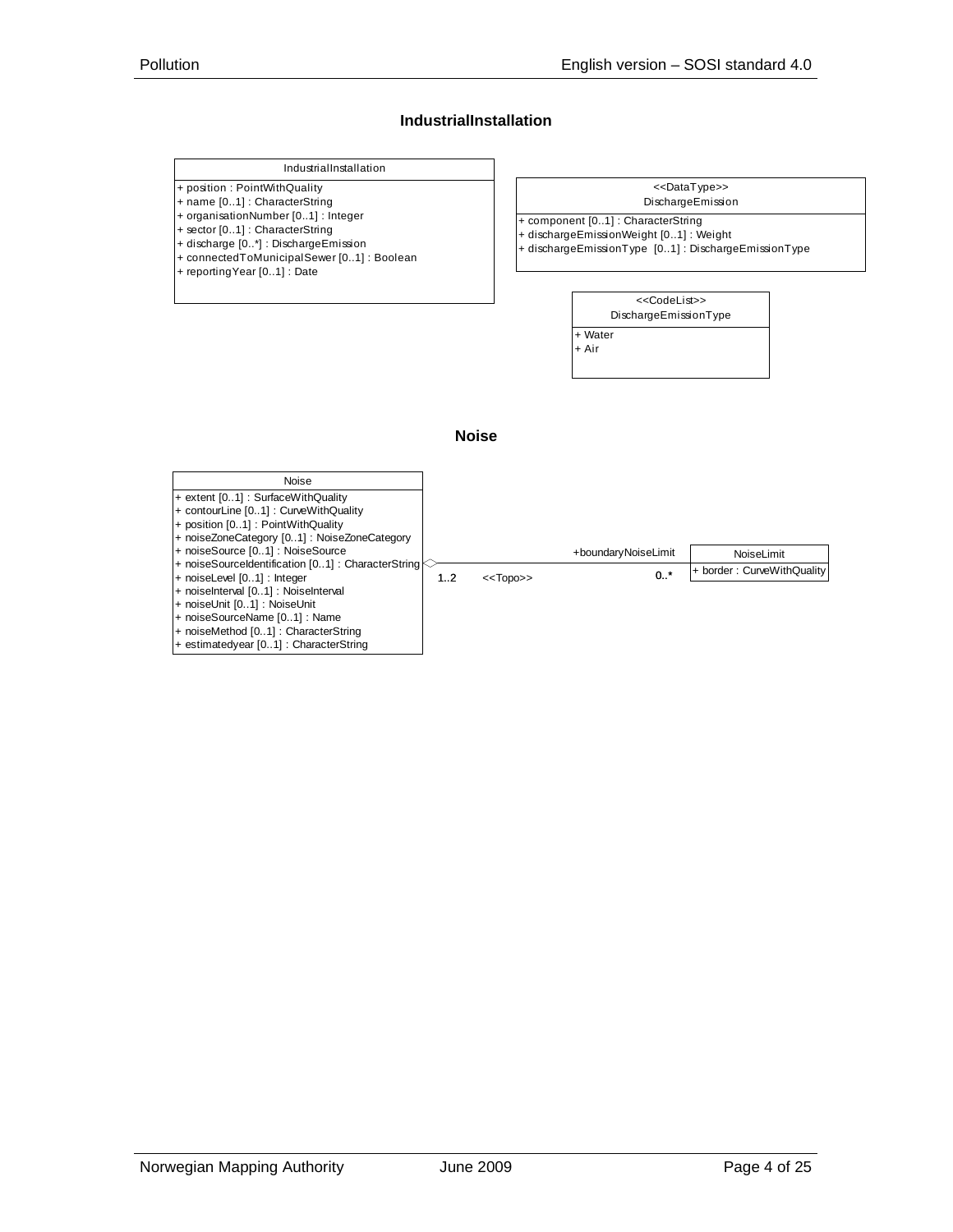## IndustrialInstallation

**IndustrialInstallation**

- + position : PointWithQuality
- + name [0..1] : CharacterString
- + organisationNumber [0..1] : Integer
- + sector [0..1] : CharacterString
- + discharge [0..*] : DischargeEmission
- + connectedToMunicipalSewer [0..1] : Boolean
- + reportingYear [0..1] : Date

**<<DataType>> DischargeEmission**

- + component [0..1] : CharacterString
- + dischargeEmissionWeight [0..1] : Weight
- + dischargeEmissionType [0..1] : DischargeEmissionType

**<<CodeList>> DischargeEmissionType**

- + Water
- + Air

## Noise

**Noise**

- + extent [0..1] : SurfaceWithQuality
- + contourLine [0..1] : CurveWithQuality
- + position [0..1] : PointWithQuality
- + noiseZoneCategory [0..1] : NoiseZoneCategory
- + noiseSource [0..1] : NoiseSource
- + noiseSourceIdentification [0..1] : CharacterString
- + noiseLevel [0..1] : Integer
- + noiseInterval [0..1] : NoiseInterval
- + noiseUnit [0..1] : NoiseUnit
- + noiseSourceName [0..1] : Name
- + noiseMethod [0..1] : CharacterString
- + estimatedyear [0..1] : CharacterString

Association: Noise 1..2 <<Topo>> +boundaryNoiseLimit 0..* NoiseLimit

**NoiseLimit**

- + border : CurveWithQuality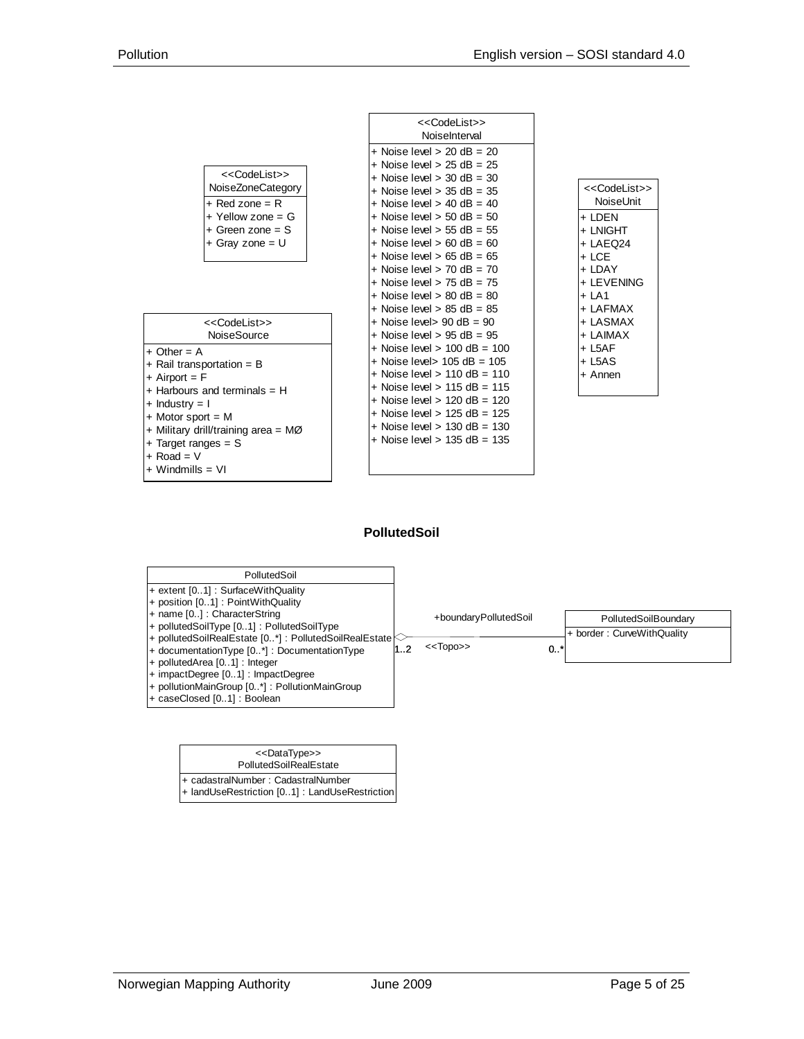**<<CodeList>> NoiseZoneCategory**

- + Red zone = R
- + Yellow zone = G
- + Green zone = S
- + Gray zone = U

**<<CodeList>> NoiseInterval**

- + Noise level > 20 dB = 20
- + Noise level > 25 dB = 25
- + Noise level > 30 dB = 30
- + Noise level > 35 dB = 35
- + Noise level > 40 dB = 40
- + Noise level > 50 dB = 50
- + Noise level > 55 dB = 55
- + Noise level > 60 dB = 60
- + Noise level > 65 dB = 65
- + Noise level > 70 dB = 70
- + Noise level > 75 dB = 75
- + Noise level > 80 dB = 80
- + Noise level > 85 dB = 85
- + Noise level> 90 dB = 90
- + Noise level > 95 dB = 95
- + Noise level > 100 dB = 100
- + Noise level> 105 dB = 105
- + Noise level > 110 dB = 110
- + Noise level > 115 dB = 115
- + Noise level > 120 dB = 120
- + Noise level > 125 dB = 125
- + Noise level > 130 dB = 130
- + Noise level > 135 dB = 135

**<<CodeList>> NoiseUnit**

- + LDEN
- + LNIGHT
- + LAEQ24
- + LCE
- + LDAY
- + LEVENING
- + LA1
- + LAFMAX
- + LASMAX
- + LAIMAX
- + L5AF
- + L5AS
- + Annen

**<<CodeList>> NoiseSource**

- + Other = A
- + Rail transportation = B
- + Airport = F
- + Harbours and terminals = H
- + Industry = I
- + Motor sport = M
- + Military drill/training area = MØ
- + Target ranges = S
- + Road = V
- + Windmills = VI

## PollutedSoil

**PollutedSoil**

- + extent [0..1] : SurfaceWithQuality
- + position [0..1] : PointWithQuality
- + name [0..] : CharacterString
- + pollutedSoilType [0..1] : PollutedSoilType
- + pollutedSoilRealEstate [0..*] : PollutedSoilRealEstate
- + documentationType [0..*] : DocumentationType
- + pollutedArea [0..1] : Integer
- + impactDegree [0..1] : ImpactDegree
- + pollutionMainGroup [0..*] : PollutionMainGroup
- + caseClosed [0..1] : Boolean

Association (<<Topo>>): PollutedSoil 1..2 — +boundaryPollutedSoil 0..* PollutedSoilBoundary

**PollutedSoilBoundary**

- + border : CurveWithQuality

**<<DataType>> PollutedSoilRealEstate**

- + cadastralNumber : CadastralNumber
- + landUseRestriction [0..1] : LandUseRestriction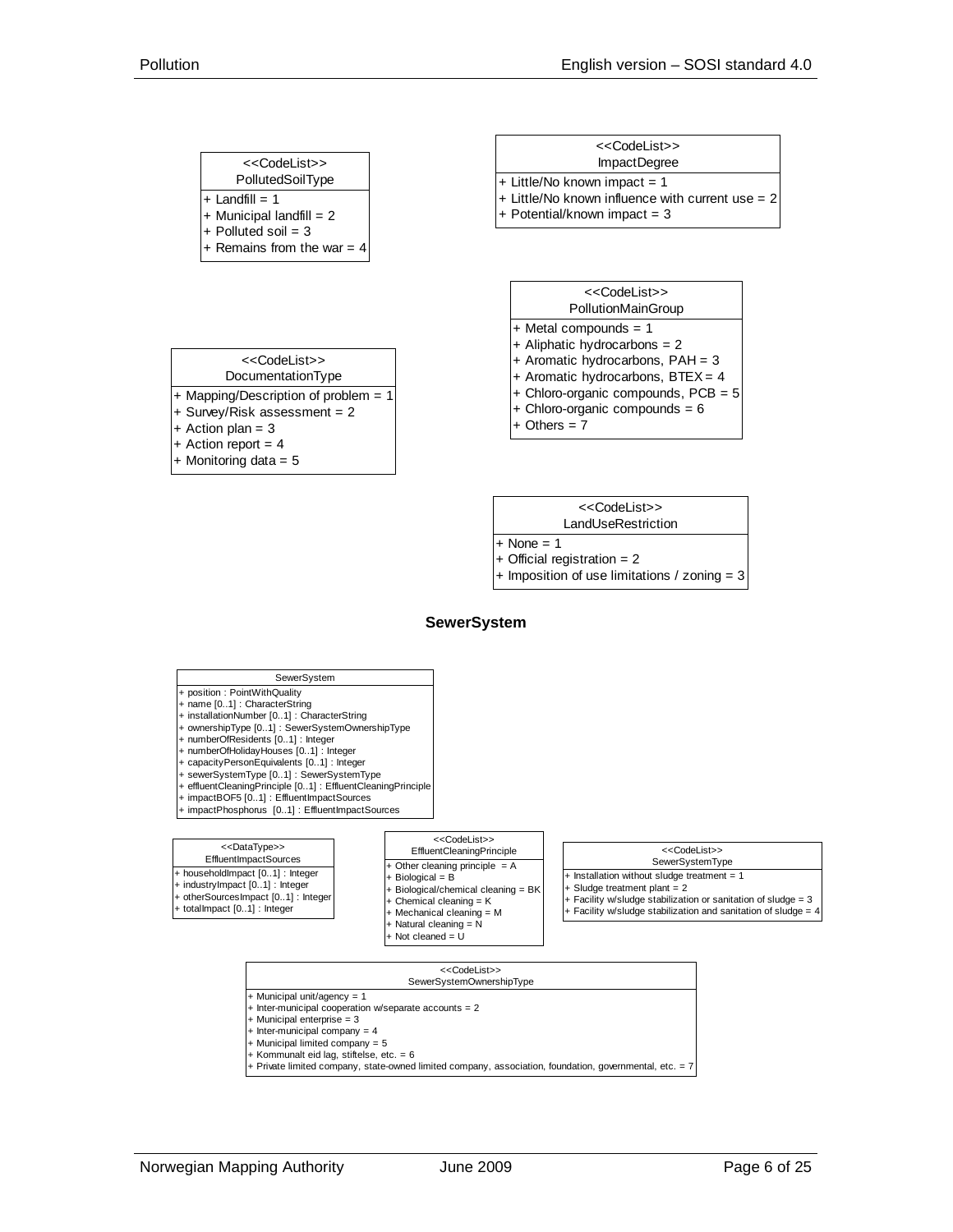**<<CodeList>>**
**PollutedSoilType**

- + Landfill = 1
- + Municipal landfill = 2
- + Polluted soil = 3
- + Remains from the war = 4

**<<CodeList>>**
**ImpactDegree**

- + Little/No known impact = 1
- + Little/No known influence with current use = 2
- + Potential/known impact = 3

**<<CodeList>>**
**PollutionMainGroup**

- + Metal compounds = 1
- + Aliphatic hydrocarbons = 2
- + Aromatic hydrocarbons, PAH = 3
- + Aromatic hydrocarbons, BTEX = 4
- + Chloro-organic compounds, PCB = 5
- + Chloro-organic compounds = 6
- + Others = 7

**<<CodeList>>**
**DocumentationType**

- + Mapping/Description of problem = 1
- + Survey/Risk assessment = 2
- + Action plan = 3
- + Action report = 4
- + Monitoring data = 5

**<<CodeList>>**
**LandUseRestriction**

- + None = 1
- + Official registration = 2
- + Imposition of use limitations / zoning = 3

## SewerSystem

**SewerSystem**

- + position : PointWithQuality
- + name [0..1] : CharacterString
- + installationNumber [0..1] : CharacterString
- + ownershipType [0..1] : SewerSystemOwnershipType
- + numberOfResidents [0..1] : Integer
- + numberOfHolidayHouses [0..1] : Integer
- + capacityPersonEquivalents [0..1] : Integer
- + sewerSystemType [0..1] : SewerSystemType
- + effluentCleaningPrinciple [0..1] : EffluentCleaningPrinciple
- + impactBOF5 [0..1] : EffluentImpactSources
- + impactPhosphorus [0..1] : EffluentImpactSources

**<<DataType>>**
**EffluentImpactSources**

- + householdImpact [0..1] : Integer
- + industryImpact [0..1] : Integer
- + otherSourcesImpact [0..1] : Integer
- + totalImpact [0..1] : Integer

**<<CodeList>>**
**EffluentCleaningPrinciple**

- + Other cleaning principle = A
- + Biological = B
- + Biological/chemical cleaning = BK
- + Chemical cleaning = K
- + Mechanical cleaning = M
- + Natural cleaning = N
- + Not cleaned = U

**<<CodeList>>**
**SewerSystemType**

- + Installation without sludge treatment = 1
- + Sludge treatment plant = 2
- + Facility w/sludge stabilization or sanitation of sludge = 3
- + Facility w/sludge stabilization and sanitation of sludge = 4

**<<CodeList>>**
**SewerSystemOwnershipType**

- + Municipal unit/agency = 1
- + Inter-municipal cooperation w/separate accounts = 2
- + Municipal enterprise = 3
- + Inter-municipal company = 4
- + Municipal limited company = 5
- + Kommunalt eid lag, stiftelse, etc. = 6
- + Private limited company, state-owned limited company, association, foundation, governmental, etc. = 7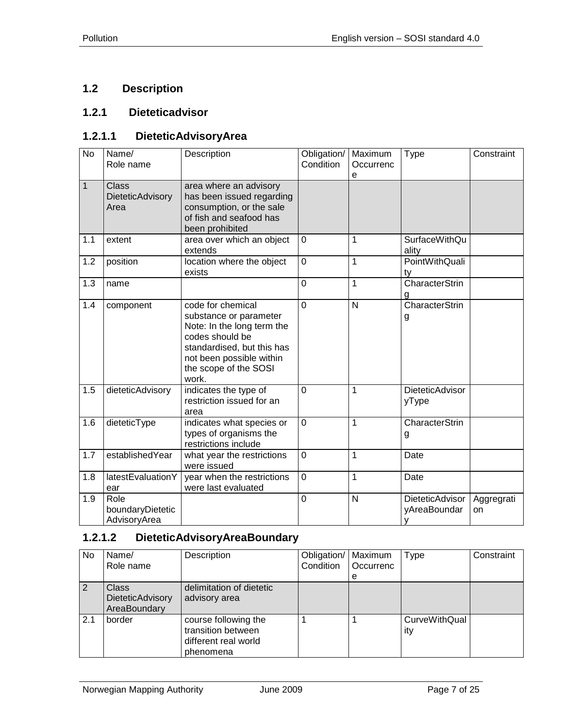## 1.2 Description

### 1.2.1 Dieteticadvisor

#### 1.2.1.1 DieteticAdvisoryArea

| No | Name/ Role name | Description | Obligation/ Condition | Maximum Occurrence | Type | Constraint |
|---|---|---|---|---|---|---|
| 1 | Class DieteticAdvisory Area | area where an advisory has been issued regarding consumption, or the sale of fish and seafood has been prohibited | | | | |
| 1.1 | extent | area over which an object extends | 0 | 1 | SurfaceWithQuality | |
| 1.2 | position | location where the object exists | 0 | 1 | PointWithQuality | |
| 1.3 | name | | 0 | 1 | CharacterString | |
| 1.4 | component | code for chemical substance or parameter Note: In the long term the codes should be standardised, but this has not been possible within the scope of the SOSI work. | 0 | N | CharacterString | |
| 1.5 | dieteticAdvisory | indicates the type of restriction issued for an area | 0 | 1 | DieteticAdvisoryType | |
| 1.6 | dieteticType | indicates what species or types of organisms the restrictions include | 0 | 1 | CharacterString | |
| 1.7 | establishedYear | what year the restrictions were issued | 0 | 1 | Date | |
| 1.8 | latestEvaluationYear | year when the restrictions were last evaluated | 0 | 1 | Date | |
| 1.9 | Role boundaryDieteticAdvisoryArea | | 0 | N | DieteticAdvisoryAreaBoundary | Aggregration |

#### 1.2.1.2 DieteticAdvisoryAreaBoundary

| No | Name/ Role name | Description | Obligation/ Condition | Maximum Occurrence | Type | Constraint |
|---|---|---|---|---|---|---|
| 2 | Class DieteticAdvisory AreaBoundary | delimitation of dietetic advisory area | | | | |
| 2.1 | border | course following the transition between different real world phenomena | 1 | 1 | CurveWithQuality | |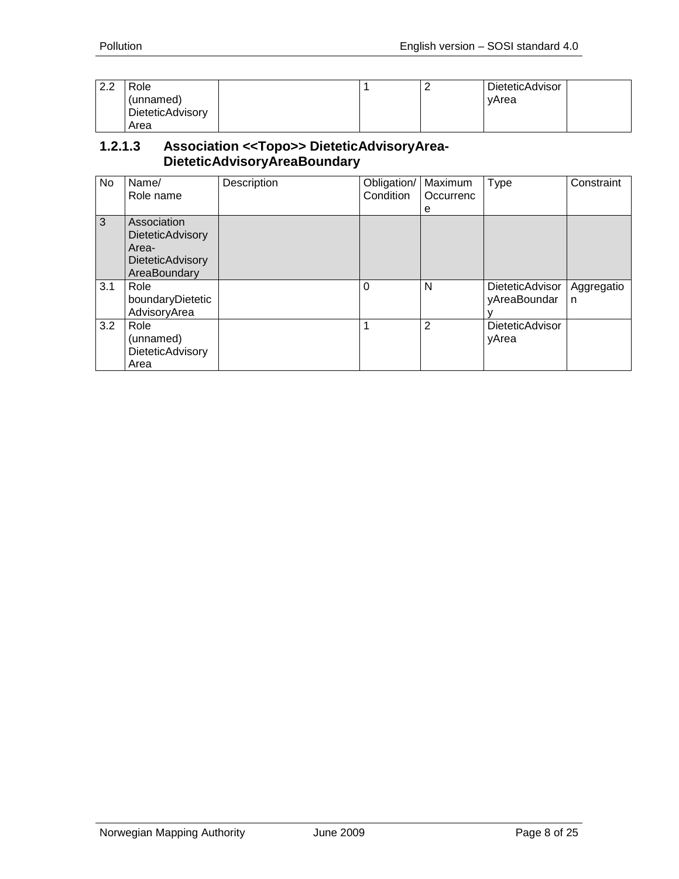| 2.2 | Role (unnamed) DieteticAdvisory Area | | 1 | 2 | DieteticAdvisoryArea | |
|---|---|---|---|---|---|---|

### 1.2.1.3 Association <<Topo>> DieteticAdvisoryArea-DieteticAdvisoryAreaBoundary

| No | Name/ Role name | Description | Obligation/ Condition | Maximum Occurrence | Type | Constraint |
|---|---|---|---|---|---|---|
| 3 | Association DieteticAdvisory Area-DieteticAdvisory AreaBoundary | | | | | |
| 3.1 | Role boundaryDieteticAdvisoryArea | | 0 | N | DieteticAdvisoryAreaBoundary | Aggregation |
| 3.2 | Role (unnamed) DieteticAdvisory Area | | 1 | 2 | DieteticAdvisoryArea | |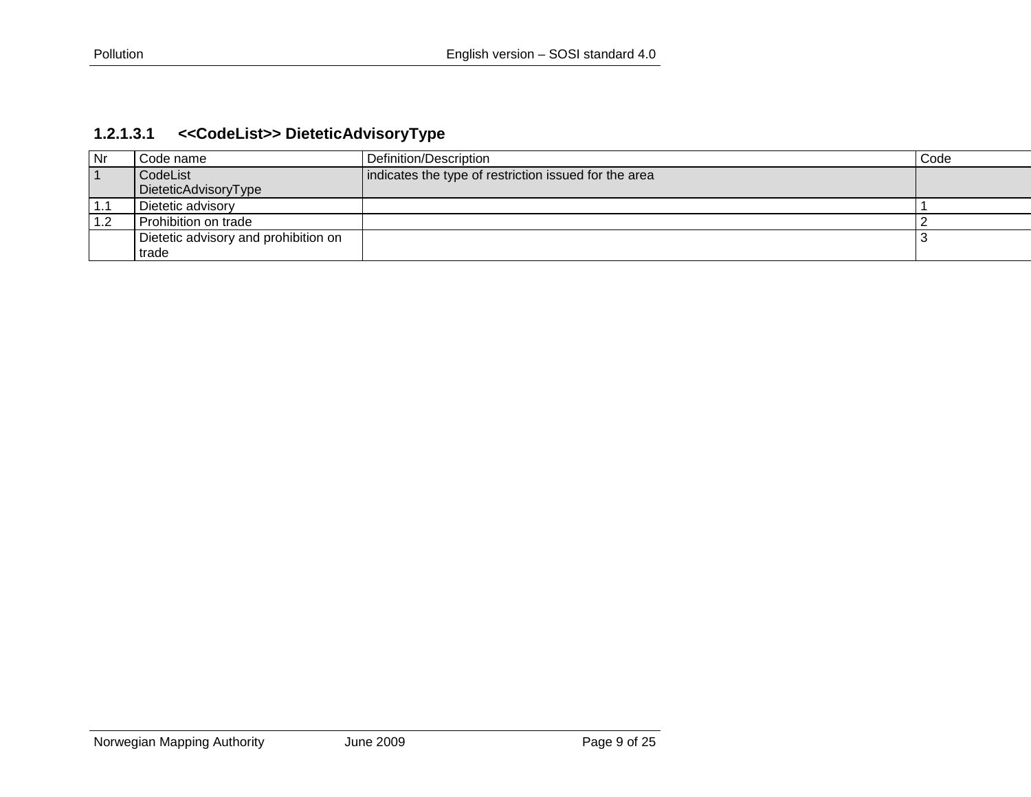#### 1.2.1.3.1 <<CodeList>> DieteticAdvisoryType

| Nr | Code name | Definition/Description | Code |
|---|---|---|---|
| 1 | CodeList DieteticAdvisoryType | indicates the type of restriction issued for the area | |
| 1.1 | Dietetic advisory | | 1 |
| 1.2 | Prohibition on trade | | 2 |
| | Dietetic advisory and prohibition on trade | | 3 |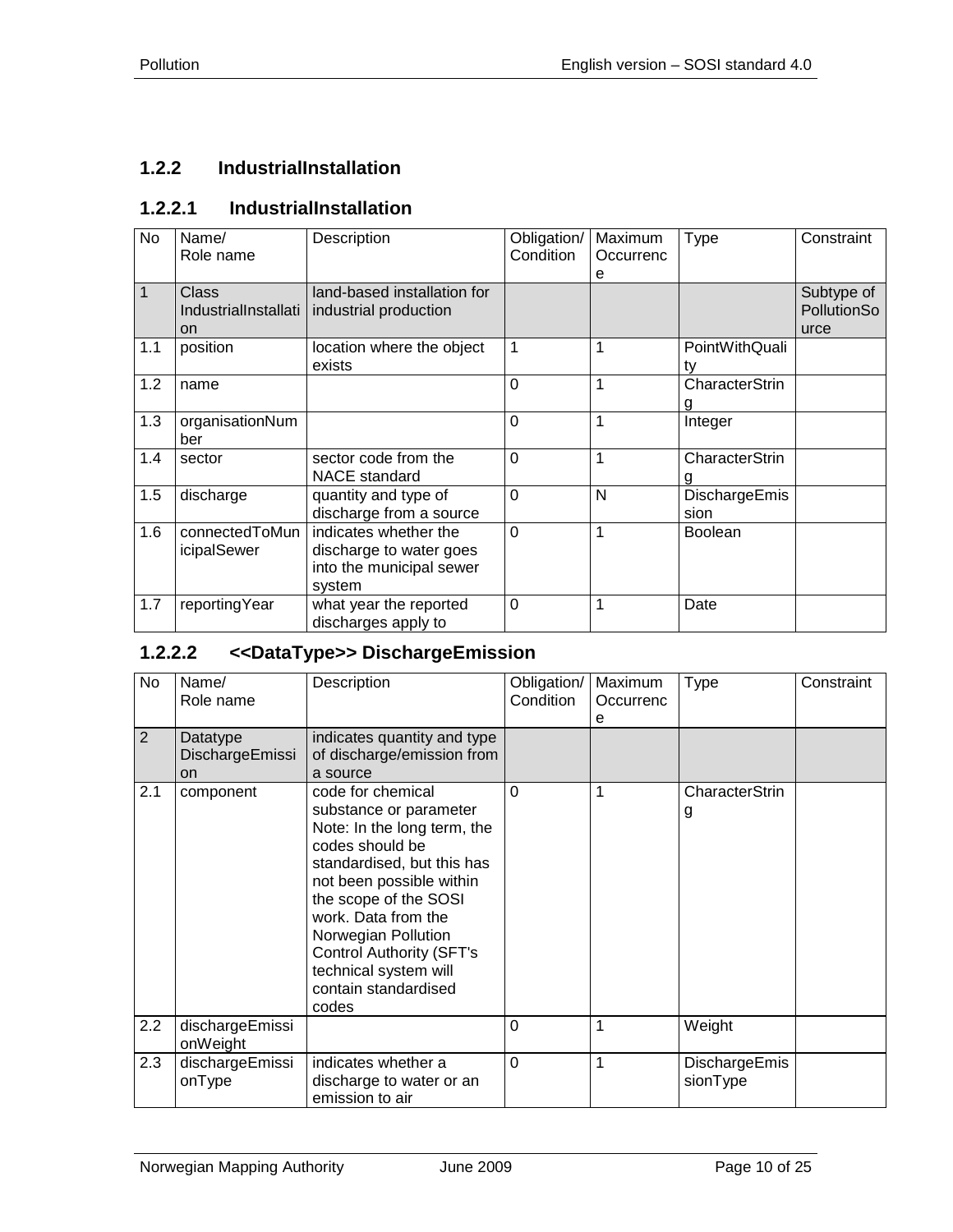### 1.2.2 IndustrialInstallation

#### 1.2.2.1 IndustrialInstallation

| No | Name/<br>Role name | Description | Obligation/<br>Condition | Maximum<br>Occurrence | Type | Constraint |
|---|---|---|---|---|---|---|
| 1 | Class<br>IndustrialInstallation | land-based installation for industrial production | | | | Subtype of PollutionSource |
| 1.1 | position | location where the object exists | 1 | 1 | PointWithQuality | |
| 1.2 | name | | 0 | 1 | CharacterString | |
| 1.3 | organisationNumber | | 0 | 1 | Integer | |
| 1.4 | sector | sector code from the NACE standard | 0 | 1 | CharacterString | |
| 1.5 | discharge | quantity and type of discharge from a source | 0 | N | DischargeEmission | |
| 1.6 | connectedToMunicipalSewer | indicates whether the discharge to water goes into the municipal sewer system | 0 | 1 | Boolean | |
| 1.7 | reportingYear | what year the reported discharges apply to | 0 | 1 | Date | |

#### 1.2.2.2 <<DataType>> DischargeEmission

| No | Name/<br>Role name | Description | Obligation/<br>Condition | Maximum<br>Occurrence | Type | Constraint |
|---|---|---|---|---|---|---|
| 2 | Datatype<br>DischargeEmission | indicates quantity and type of discharge/emission from a source | | | | |
| 2.1 | component | code for chemical substance or parameter<br>Note: In the long term, the codes should be standardised, but this has not been possible within the scope of the SOSI work. Data from the Norwegian Pollution Control Authority (SFT's technical system will contain standardised codes | 0 | 1 | CharacterString | |
| 2.2 | dischargeEmissionWeight | | 0 | 1 | Weight | |
| 2.3 | dischargeEmissionType | indicates whether a discharge to water or an emission to air | 0 | 1 | DischargeEmissionType | |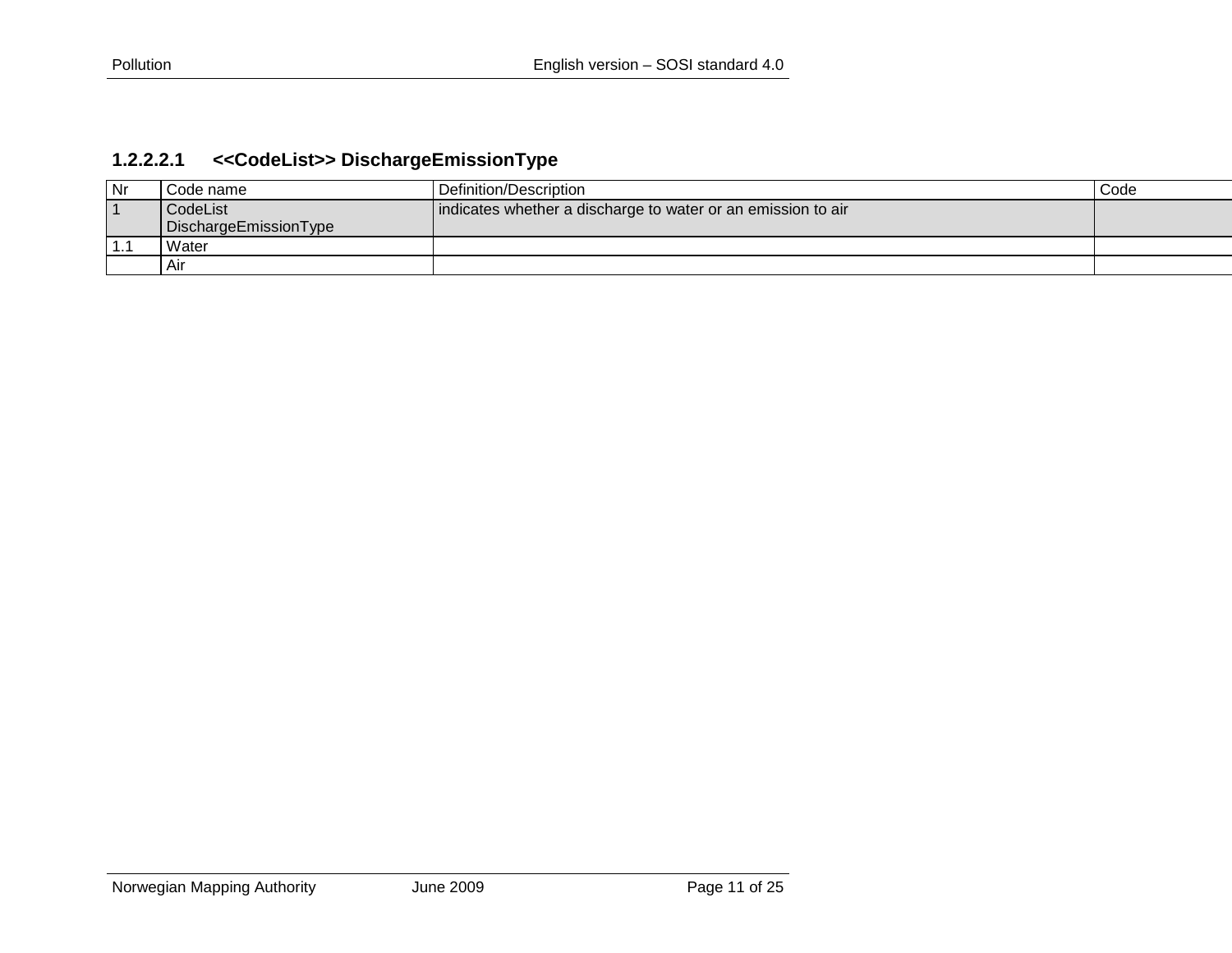#### 1.2.2.2.1 <<CodeList>> DischargeEmissionType

| Nr | Code name | Definition/Description | Code |
|---|---|---|---|
| 1 | CodeList DischargeEmissionType | indicates whether a discharge to water or an emission to air | |
| 1.1 | Water | | |
| | Air | | |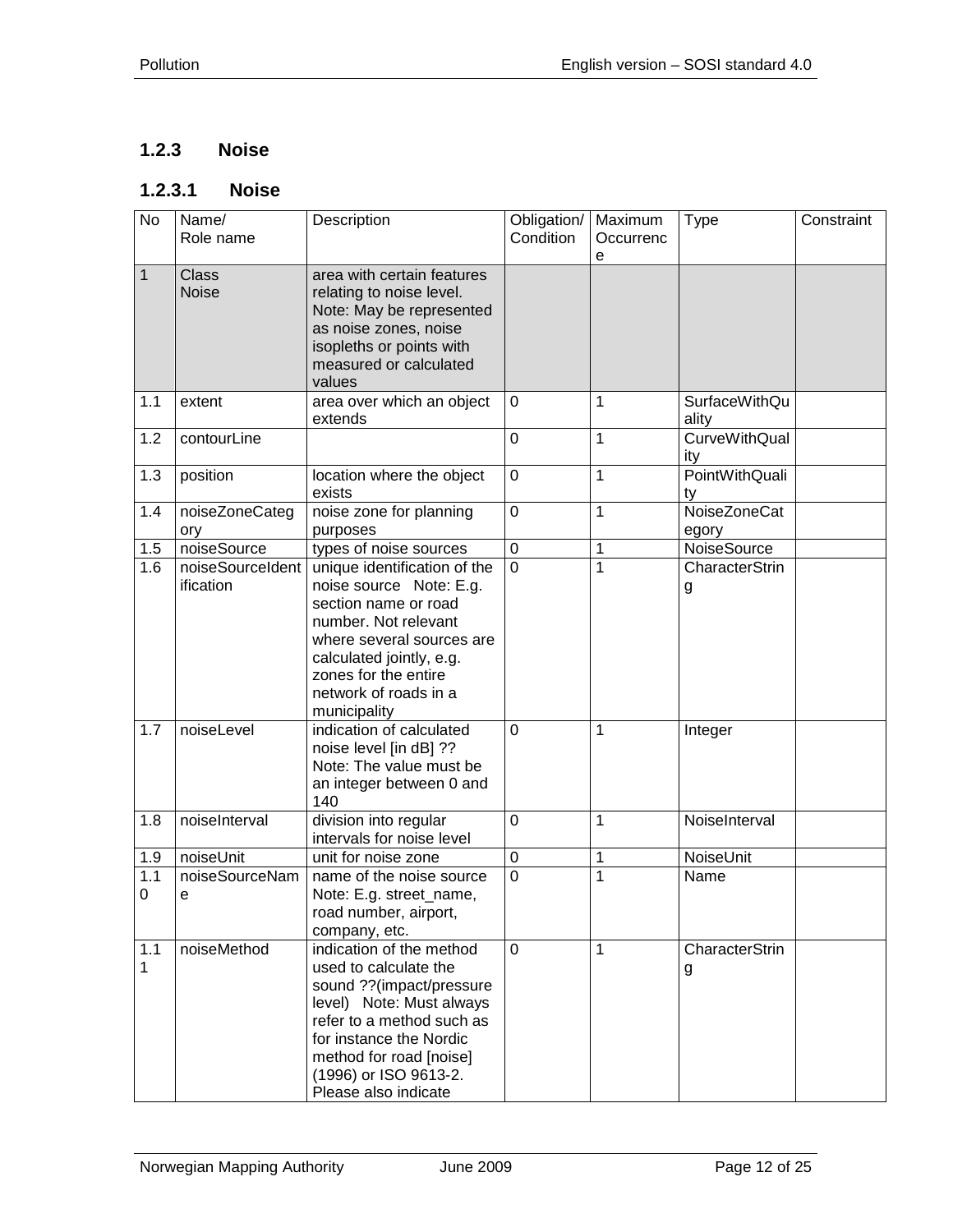### 1.2.3 Noise

#### 1.2.3.1 Noise

| No | Name/ Role name | Description | Obligation/ Condition | Maximum Occurrence | Type | Constraint |
|---|---|---|---|---|---|---|
| 1 | Class Noise | area with certain features relating to noise level. Note: May be represented as noise zones, noise isopleths or points with measured or calculated values | | | | |
| 1.1 | extent | area over which an object extends | 0 | 1 | SurfaceWithQuality | |
| 1.2 | contourLine | | 0 | 1 | CurveWithQuality | |
| 1.3 | position | location where the object exists | 0 | 1 | PointWithQuality | |
| 1.4 | noiseZoneCategory | noise zone for planning purposes | 0 | 1 | NoiseZoneCategory | |
| 1.5 | noiseSource | types of noise sources | 0 | 1 | NoiseSource | |
| 1.6 | noiseSourceIdentification | unique identification of the noise source Note: E.g. section name or road number. Not relevant where several sources are calculated jointly, e.g. zones for the entire network of roads in a municipality | 0 | 1 | CharacterString | |
| 1.7 | noiseLevel | indication of calculated noise level [in dB] ?? Note: The value must be an integer between 0 and 140 | 0 | 1 | Integer | |
| 1.8 | noiseInterval | division into regular intervals for noise level | 0 | 1 | NoiseInterval | |
| 1.9 | noiseUnit | unit for noise zone | 0 | 1 | NoiseUnit | |
| 1.10 | noiseSourceName | name of the noise source Note: E.g. street_name, road number, airport, company, etc. | 0 | 1 | Name | |
| 1.11 | noiseMethod | indication of the method used to calculate the sound ??(impact/pressure level) Note: Must always refer to a method such as for instance the Nordic method for road [noise] (1996) or ISO 9613-2. Please also indicate | 0 | 1 | CharacterString | |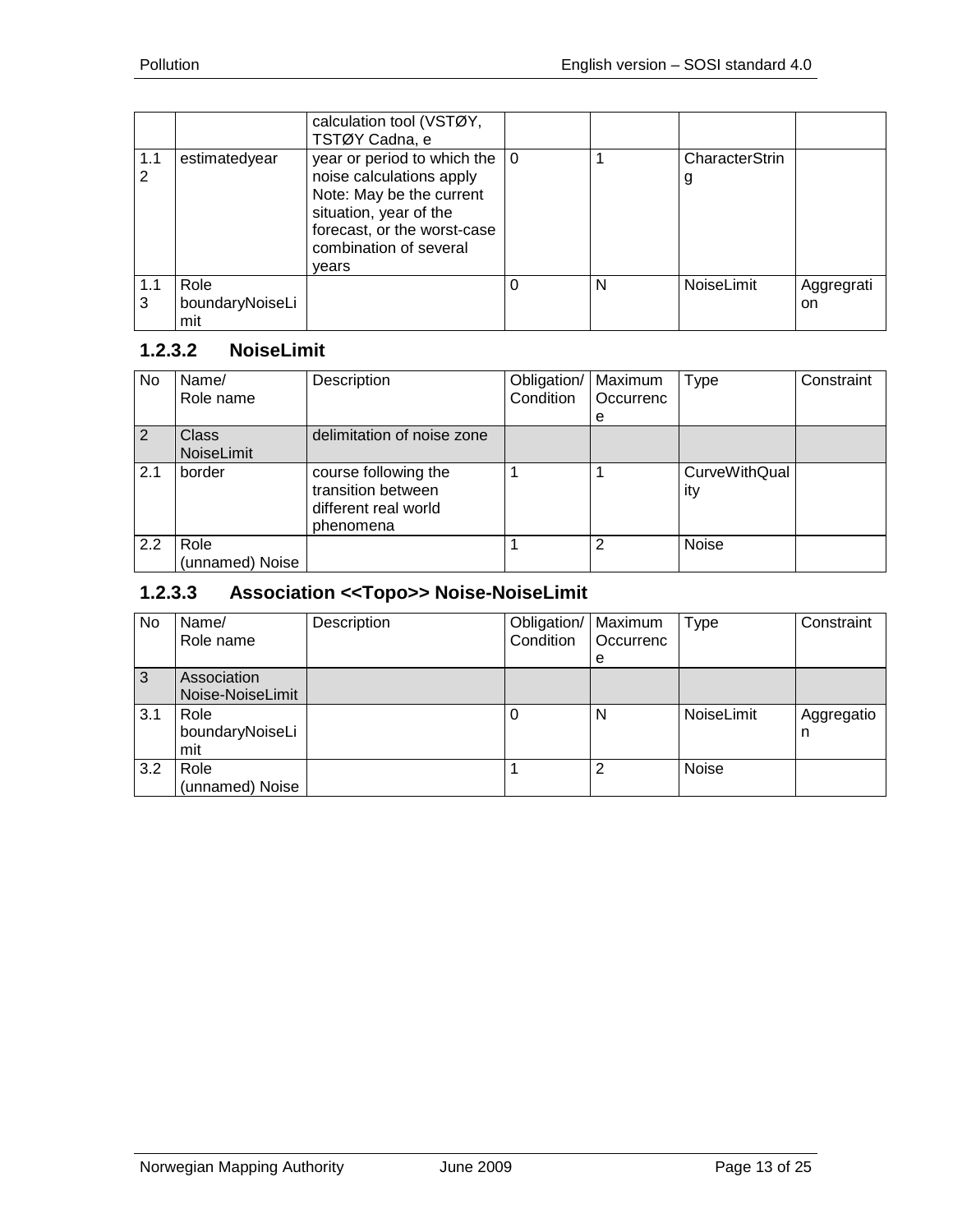| | | calculation tool (VSTØY, TSTØY Cadna, e | | | | |
|---|---|---|---|---|---|---|
| 1.12 | estimatedyear | year or period to which the noise calculations apply Note: May be the current situation, year of the forecast, or the worst-case combination of several years | 0 | 1 | CharacterString | |
| 1.13 | Role boundaryNoiseLimit | | 0 | N | NoiseLimit | Aggregration |

### 1.2.3.2 NoiseLimit

| No | Name/ Role name | Description | Obligation/ Condition | Maximum Occurrence | Type | Constraint |
|---|---|---|---|---|---|---|
| 2 | Class NoiseLimit | delimitation of noise zone | | | | |
| 2.1 | border | course following the transition between different real world phenomena | 1 | 1 | CurveWithQuality | |
| 2.2 | Role (unnamed) Noise | | 1 | 2 | Noise | |

### 1.2.3.3 Association <<Topo>> Noise-NoiseLimit

| No | Name/ Role name | Description | Obligation/ Condition | Maximum Occurrence | Type | Constraint |
|---|---|---|---|---|---|---|
| 3 | Association Noise-NoiseLimit | | | | | |
| 3.1 | Role boundaryNoiseLimit | | 0 | N | NoiseLimit | Aggregation |
| 3.2 | Role (unnamed) Noise | | 1 | 2 | Noise | |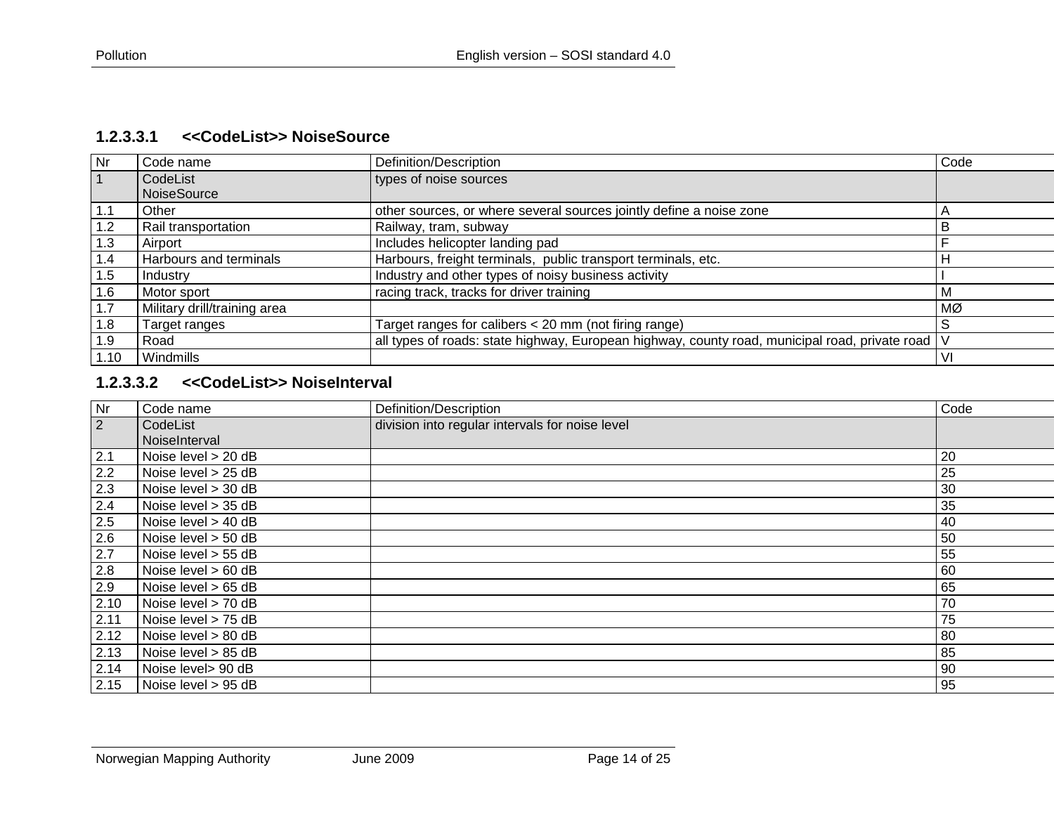### 1.2.3.3.1 <<CodeList>> NoiseSource

| Nr | Code name | Definition/Description | Code |
|---|---|---|---|
| 1 | CodeList NoiseSource | types of noise sources | |
| 1.1 | Other | other sources, or where several sources jointly define a noise zone | A |
| 1.2 | Rail transportation | Railway, tram, subway | B |
| 1.3 | Airport | Includes helicopter landing pad | F |
| 1.4 | Harbours and terminals | Harbours, freight terminals, public transport terminals, etc. | H |
| 1.5 | Industry | Industry and other types of noisy business activity | I |
| 1.6 | Motor sport | racing track, tracks for driver training | M |
| 1.7 | Military drill/training area | | MØ |
| 1.8 | Target ranges | Target ranges for calibers < 20 mm (not firing range) | S |
| 1.9 | Road | all types of roads: state highway, European highway, county road, municipal road, private road | V |
| 1.10 | Windmills | | VI |

### 1.2.3.3.2 <<CodeList>> NoiseInterval

| Nr | Code name | Definition/Description | Code |
|---|---|---|---|
| 2 | CodeList NoiseInterval | division into regular intervals for noise level | |
| 2.1 | Noise level > 20 dB | | 20 |
| 2.2 | Noise level > 25 dB | | 25 |
| 2.3 | Noise level > 30 dB | | 30 |
| 2.4 | Noise level > 35 dB | | 35 |
| 2.5 | Noise level > 40 dB | | 40 |
| 2.6 | Noise level > 50 dB | | 50 |
| 2.7 | Noise level > 55 dB | | 55 |
| 2.8 | Noise level > 60 dB | | 60 |
| 2.9 | Noise level > 65 dB | | 65 |
| 2.10 | Noise level > 70 dB | | 70 |
| 2.11 | Noise level > 75 dB | | 75 |
| 2.12 | Noise level > 80 dB | | 80 |
| 2.13 | Noise level > 85 dB | | 85 |
| 2.14 | Noise level> 90 dB | | 90 |
| 2.15 | Noise level > 95 dB | | 95 |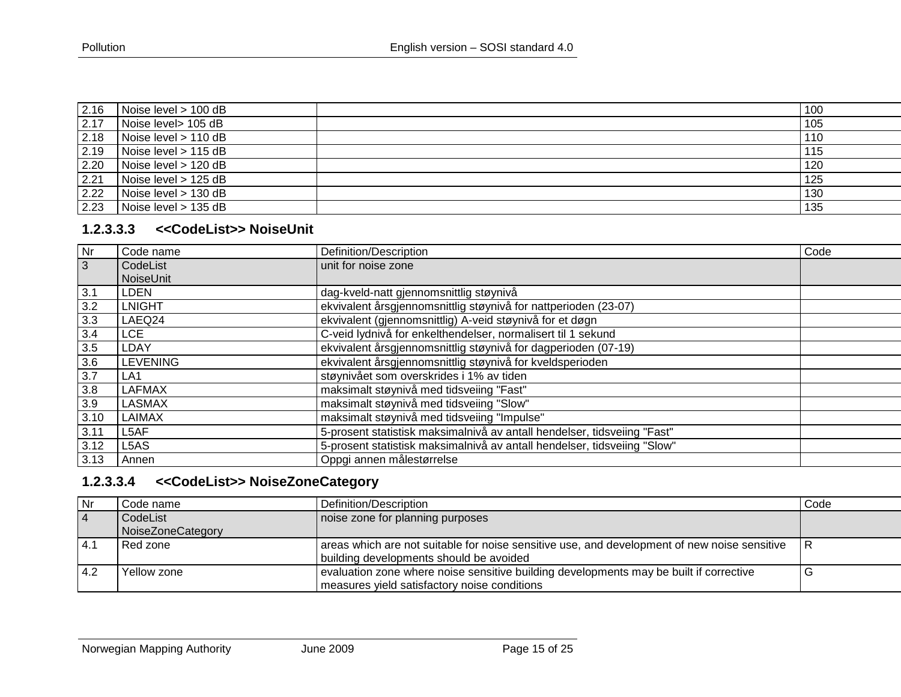| | | | |
|---|---|---|---|
| 2.16 | Noise level > 100 dB | | 100 |
| 2.17 | Noise level> 105 dB | | 105 |
| 2.18 | Noise level > 110 dB | | 110 |
| 2.19 | Noise level > 115 dB | | 115 |
| 2.20 | Noise level > 120 dB | | 120 |
| 2.21 | Noise level > 125 dB | | 125 |
| 2.22 | Noise level > 130 dB | | 130 |
| 2.23 | Noise level > 135 dB | | 135 |

#### 1.2.3.3.3 <<CodeList>> NoiseUnit

| Nr | Code name | Definition/Description | Code |
|---|---|---|---|
| 3 | CodeList NoiseUnit | unit for noise zone | |
| 3.1 | LDEN | dag-kveld-natt gjennomsnittlig støynivå | |
| 3.2 | LNIGHT | ekvivalent årsgjennomsnittlig støynivå for nattperioden (23-07) | |
| 3.3 | LAEQ24 | ekvivalent (gjennomsnittlig) A-veid støynivå for et døgn | |
| 3.4 | LCE | C-veid lydnivå for enkelthendelser, normalisert til 1 sekund | |
| 3.5 | LDAY | ekvivalent årsgjennomsnittlig støynivå for dagperioden (07-19) | |
| 3.6 | LEVENING | ekvivalent årsgjennomsnittlig støynivå for kveldsperioden | |
| 3.7 | LA1 | støynivået som overskrides i 1% av tiden | |
| 3.8 | LAFMAX | maksimalt støynivå med tidsveiing "Fast" | |
| 3.9 | LASMAX | maksimalt støynivå med tidsveiing "Slow" | |
| 3.10 | LAIMAX | maksimalt støynivå med tidsveiing "Impulse" | |
| 3.11 | L5AF | 5-prosent statistisk maksimalnivå av antall hendelser, tidsveiing "Fast" | |
| 3.12 | L5AS | 5-prosent statistisk maksimalnivå av antall hendelser, tidsveiing "Slow" | |
| 3.13 | Annen | Oppgi annen målestørrelse | |

#### 1.2.3.3.4 <<CodeList>> NoiseZoneCategory

| Nr | Code name | Definition/Description | Code |
|---|---|---|---|
| 4 | CodeList NoiseZoneCategory | noise zone for planning purposes | |
| 4.1 | Red zone | areas which are not suitable for noise sensitive use, and development of new noise sensitive building developments should be avoided | R |
| 4.2 | Yellow zone | evaluation zone where noise sensitive building developments may be built if corrective measures yield satisfactory noise conditions | G |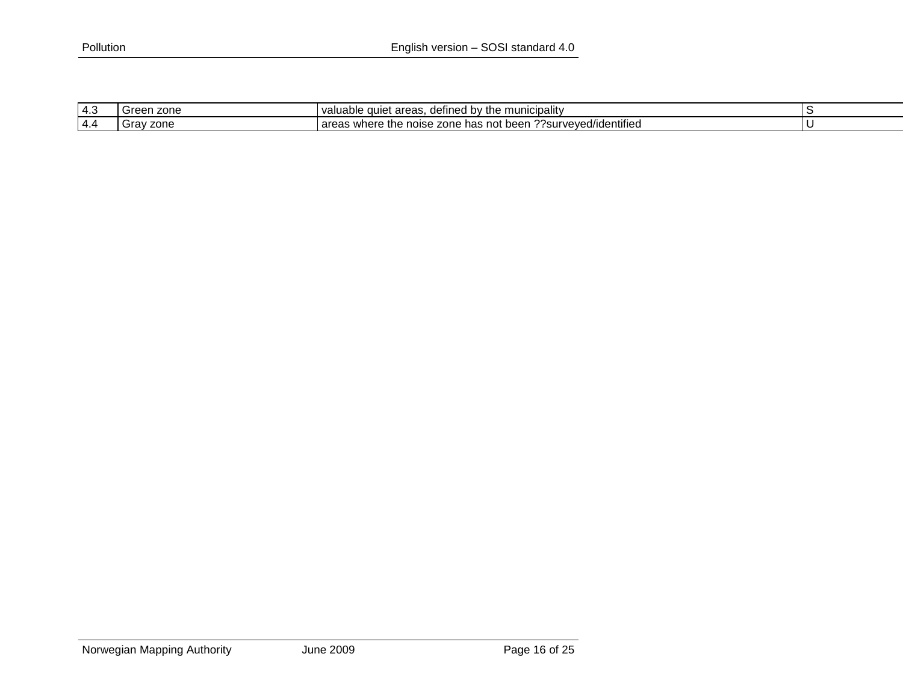| 4.3 | Green zone | valuable quiet areas, defined by the municipality | S |
|---|---|---|---|
| 4.4 | Gray zone | areas where the noise zone has not been ??surveyed/identified | U |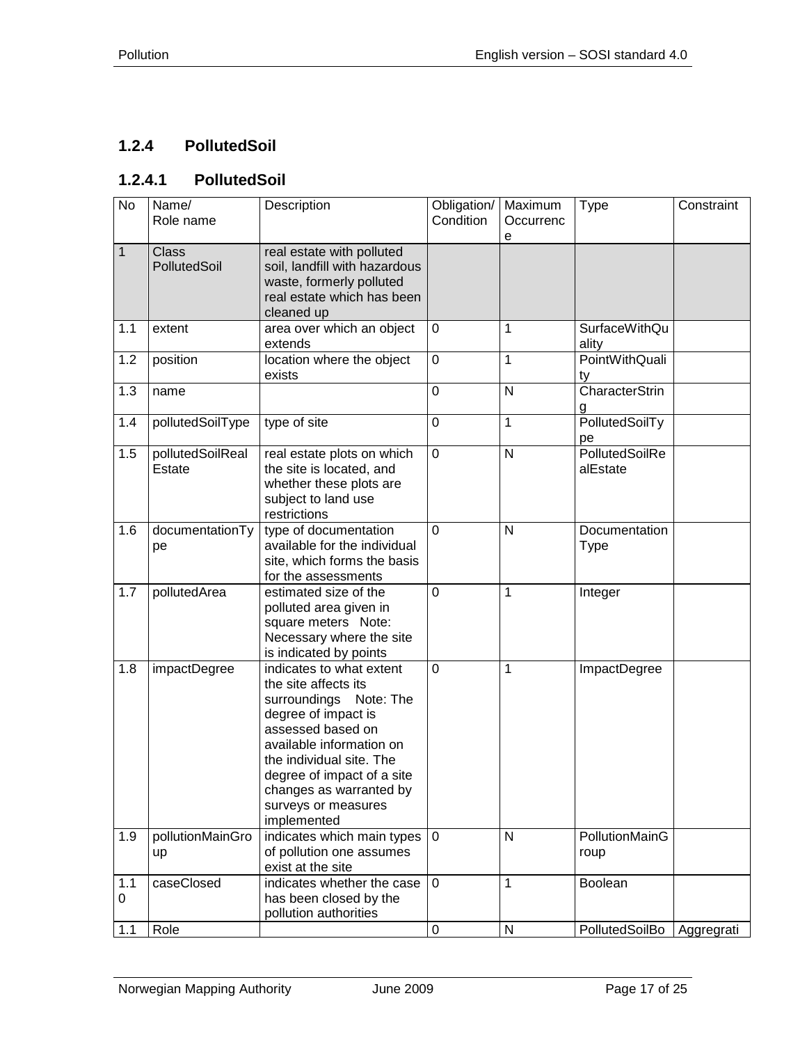### 1.2.4 PollutedSoil

#### 1.2.4.1 PollutedSoil

| No | Name/ Role name | Description | Obligation/ Condition | Maximum Occurrence | Type | Constraint |
|---|---|---|---|---|---|---|
| 1 | Class PollutedSoil | real estate with polluted soil, landfill with hazardous waste, formerly polluted real estate which has been cleaned up | | | | |
| 1.1 | extent | area over which an object extends | 0 | 1 | SurfaceWithQuality | |
| 1.2 | position | location where the object exists | 0 | 1 | PointWithQuality | |
| 1.3 | name | | 0 | N | CharacterString | |
| 1.4 | pollutedSoilType | type of site | 0 | 1 | PollutedSoilType | |
| 1.5 | pollutedSoilRealEstate | real estate plots on which the site is located, and whether these plots are subject to land use restrictions | 0 | N | PollutedSoilRealEstate | |
| 1.6 | documentationType | type of documentation available for the individual site, which forms the basis for the assessments | 0 | N | DocumentationType | |
| 1.7 | pollutedArea | estimated size of the polluted area given in square meters Note: Necessary where the site is indicated by points | 0 | 1 | Integer | |
| 1.8 | impactDegree | indicates to what extent the site affects its surroundings Note: The degree of impact is assessed based on available information on the individual site. The degree of impact of a site changes as warranted by surveys or measures implemented | 0 | 1 | ImpactDegree | |
| 1.9 | pollutionMainGroup | indicates which main types of pollution one assumes exist at the site | 0 | N | PollutionMainGroup | |
| 1.10 | caseClosed | indicates whether the case has been closed by the pollution authorities | 0 | 1 | Boolean | |
| 1.1 | Role | | 0 | N | PollutedSoilBo | Aggregrati |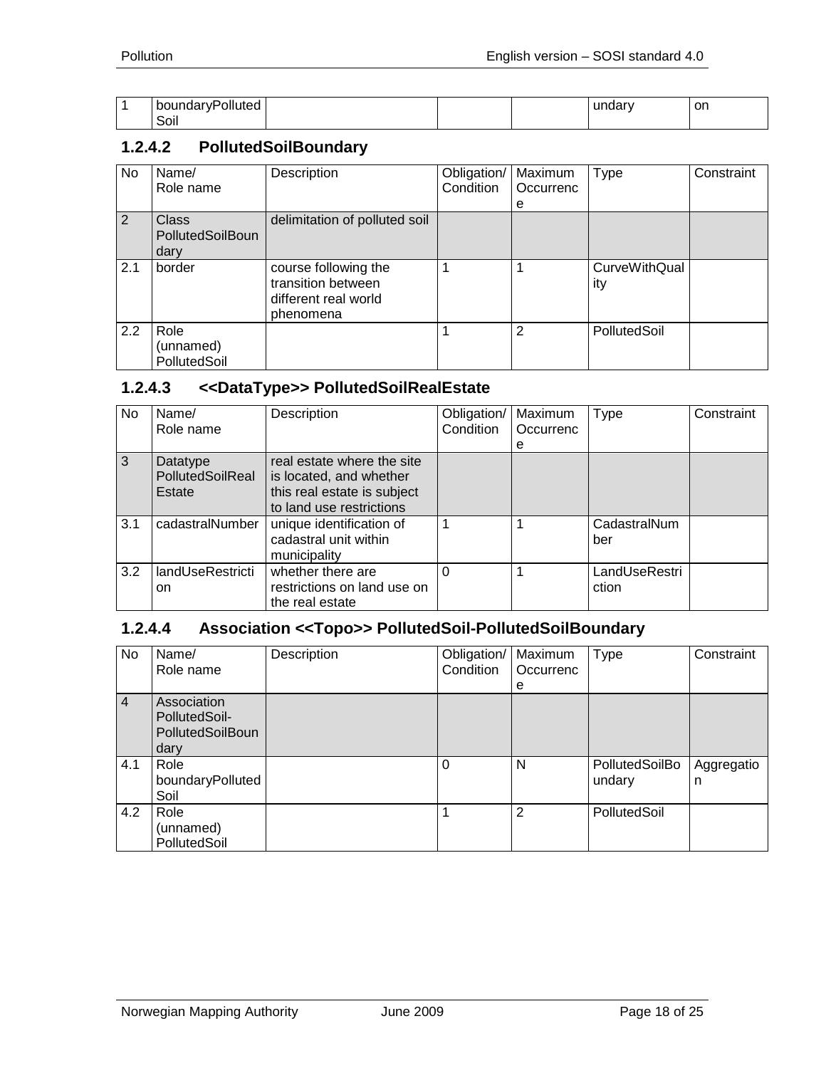| 1 | boundaryPolluted Soil | | | | undary | on |
|---|---|---|---|---|---|---|

### 1.2.4.2 PollutedSoilBoundary

| No | Name/ Role name | Description | Obligation/ Condition | Maximum Occurrence | Type | Constraint |
|---|---|---|---|---|---|---|
| 2 | Class PollutedSoilBoundary | delimitation of polluted soil | | | | |
| 2.1 | border | course following the transition between different real world phenomena | 1 | 1 | CurveWithQuality | |
| 2.2 | Role (unnamed) PollutedSoil | | 1 | 2 | PollutedSoil | |

### 1.2.4.3 <<DataType>> PollutedSoilRealEstate

| No | Name/ Role name | Description | Obligation/ Condition | Maximum Occurrence | Type | Constraint |
|---|---|---|---|---|---|---|
| 3 | Datatype PollutedSoilRealEstate | real estate where the site is located, and whether this real estate is subject to land use restrictions | | | | |
| 3.1 | cadastralNumber | unique identification of cadastral unit within municipality | 1 | 1 | CadastralNumber | |
| 3.2 | landUseRestriction | whether there are restrictions on land use on the real estate | 0 | 1 | LandUseRestriction | |

### 1.2.4.4 Association <<Topo>> PollutedSoil-PollutedSoilBoundary

| No | Name/ Role name | Description | Obligation/ Condition | Maximum Occurrence | Type | Constraint |
|---|---|---|---|---|---|---|
| 4 | Association PollutedSoil-PollutedSoilBoundary | | | | | |
| 4.1 | Role boundaryPollutedSoil | | 0 | N | PollutedSoilBoundary | Aggregation |
| 4.2 | Role (unnamed) PollutedSoil | | 1 | 2 | PollutedSoil | |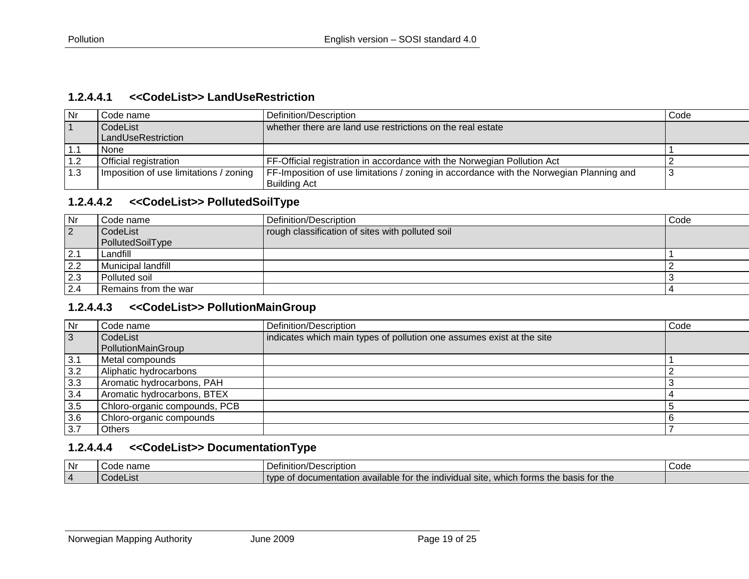#### 1.2.4.4.1 <<CodeList>> LandUseRestriction

| Nr | Code name | Definition/Description | Code |
|---|---|---|---|
| 1 | CodeList LandUseRestriction | whether there are land use restrictions on the real estate | |
| 1.1 | None | | 1 |
| 1.2 | Official registration | FF-Official registration in accordance with the Norwegian Pollution Act | 2 |
| 1.3 | Imposition of use limitations / zoning | FF-Imposition of use limitations / zoning in accordance with the Norwegian Planning and Building Act | 3 |

#### 1.2.4.4.2 <<CodeList>> PollutedSoilType

| Nr | Code name | Definition/Description | Code |
|---|---|---|---|
| 2 | CodeList PollutedSoilType | rough classification of sites with polluted soil | |
| 2.1 | Landfill | | 1 |
| 2.2 | Municipal landfill | | 2 |
| 2.3 | Polluted soil | | 3 |
| 2.4 | Remains from the war | | 4 |

#### 1.2.4.4.3 <<CodeList>> PollutionMainGroup

| Nr | Code name | Definition/Description | Code |
|---|---|---|---|
| 3 | CodeList PollutionMainGroup | indicates which main types of pollution one assumes exist at the site | |
| 3.1 | Metal compounds | | 1 |
| 3.2 | Aliphatic hydrocarbons | | 2 |
| 3.3 | Aromatic hydrocarbons, PAH | | 3 |
| 3.4 | Aromatic hydrocarbons, BTEX | | 4 |
| 3.5 | Chloro-organic compounds, PCB | | 5 |
| 3.6 | Chloro-organic compounds | | 6 |
| 3.7 | Others | | 7 |

#### 1.2.4.4.4 <<CodeList>> DocumentationType

| Nr | Code name | Definition/Description | Code |
|---|---|---|---|
| 4 | CodeList | type of documentation available for the individual site, which forms the basis for the | |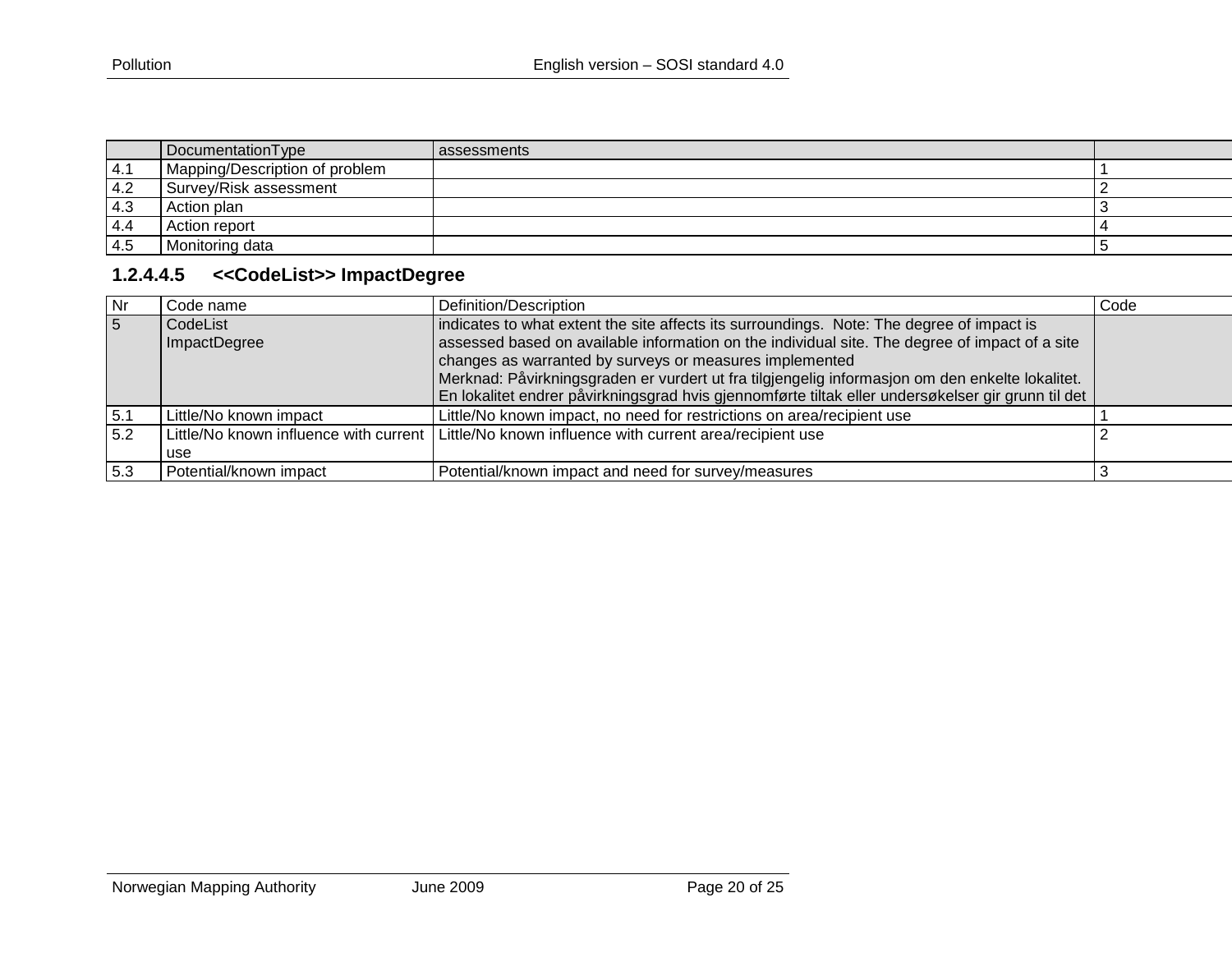| | DocumentationType | assessments | |
|---|---|---|---|
| 4.1 | Mapping/Description of problem | | 1 |
| 4.2 | Survey/Risk assessment | | 2 |
| 4.3 | Action plan | | 3 |
| 4.4 | Action report | | 4 |
| 4.5 | Monitoring data | | 5 |

### 1.2.4.4.5 <<CodeList>> ImpactDegree

| Nr | Code name | Definition/Description | Code |
|---|---|---|---|
| 5 | CodeList ImpactDegree | indicates to what extent the site affects its surroundings. Note: The degree of impact is assessed based on available information on the individual site. The degree of impact of a site changes as warranted by surveys or measures implemented Merknad: Påvirkningsgraden er vurdert ut fra tilgjengelig informasjon om den enkelte lokalitet. En lokalitet endrer påvirkningsgrad hvis gjennomførte tiltak eller undersøkelser gir grunn til det | |
| 5.1 | Little/No known impact | Little/No known impact, no need for restrictions on area/recipient use | 1 |
| 5.2 | Little/No known influence with current use | Little/No known influence with current area/recipient use | 2 |
| 5.3 | Potential/known impact | Potential/known impact and need for survey/measures | 3 |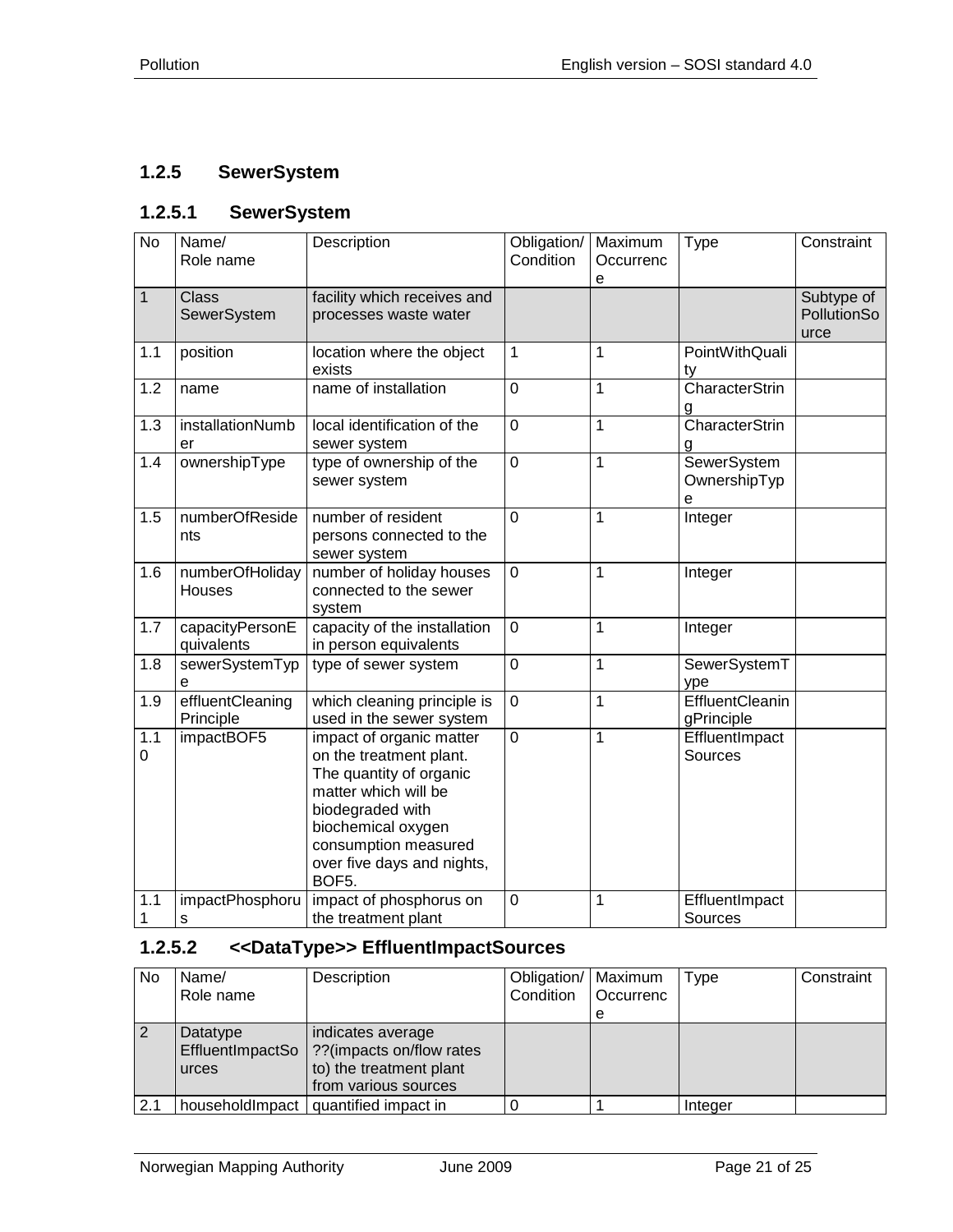### 1.2.5 SewerSystem

#### 1.2.5.1 SewerSystem

| No | Name/<br>Role name | Description | Obligation/<br>Condition | Maximum<br>Occurrence | Type | Constraint |
|---|---|---|---|---|---|---|
| 1 | Class<br>SewerSystem | facility which receives and processes waste water | | | | Subtype of PollutionSource |
| 1.1 | position | location where the object exists | 1 | 1 | PointWithQuality | |
| 1.2 | name | name of installation | 0 | 1 | CharacterString | |
| 1.3 | installationNumber | local identification of the sewer system | 0 | 1 | CharacterString | |
| 1.4 | ownershipType | type of ownership of the sewer system | 0 | 1 | SewerSystem OwnershipType | |
| 1.5 | numberOfResidents | number of resident persons connected to the sewer system | 0 | 1 | Integer | |
| 1.6 | numberOfHolidayHouses | number of holiday houses connected to the sewer system | 0 | 1 | Integer | |
| 1.7 | capacityPersonEquivalents | capacity of the installation in person equivalents | 0 | 1 | Integer | |
| 1.8 | sewerSystemType | type of sewer system | 0 | 1 | SewerSystemType | |
| 1.9 | effluentCleaningPrinciple | which cleaning principle is used in the sewer system | 0 | 1 | EffluentCleaningPrinciple | |
| 1.10 | impactBOF5 | impact of organic matter on the treatment plant. The quantity of organic matter which will be biodegraded with biochemical oxygen consumption measured over five days and nights, BOF5. | 0 | 1 | EffluentImpact Sources | |
| 1.11 | impactPhosphorus | impact of phosphorus on the treatment plant | 0 | 1 | EffluentImpact Sources | |

#### 1.2.5.2 <<DataType>> EffluentImpactSources

| No | Name/<br>Role name | Description | Obligation/<br>Condition | Maximum<br>Occurrence | Type | Constraint |
|---|---|---|---|---|---|---|
| 2 | Datatype<br>EffluentImpactSources | indicates average ??(impacts on/flow rates to) the treatment plant from various sources | | | | |
| 2.1 | householdImpact | quantified impact in | 0 | 1 | Integer | |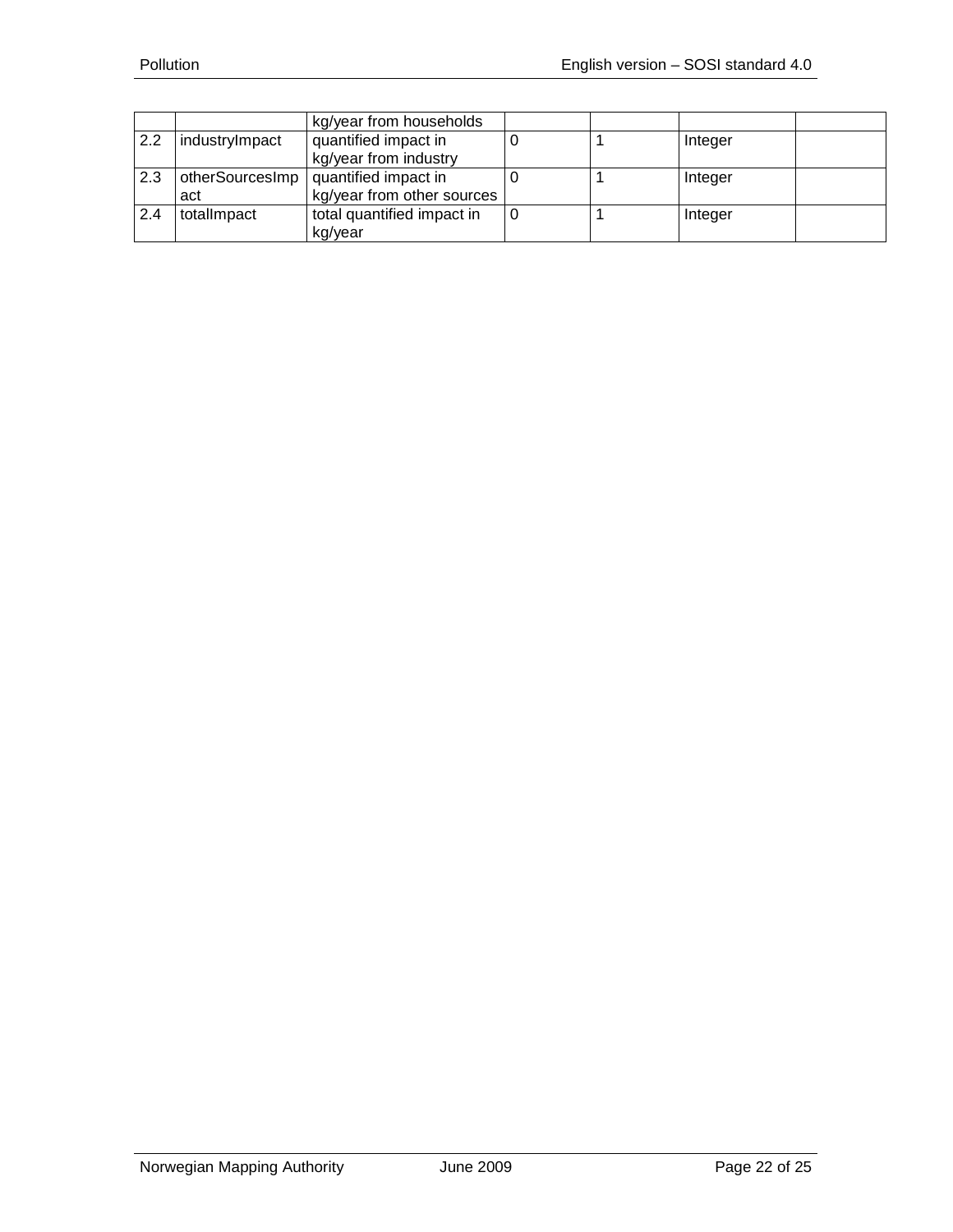| | | | | | | |
|---|---|---|---|---|---|---|
| | | kg/year from households | | | | |
| 2.2 | industryImpact | quantified impact in kg/year from industry | 0 | 1 | Integer | |
| 2.3 | otherSourcesImpact | quantified impact in kg/year from other sources | 0 | 1 | Integer | |
| 2.4 | totalImpact | total quantified impact in kg/year | 0 | 1 | Integer | |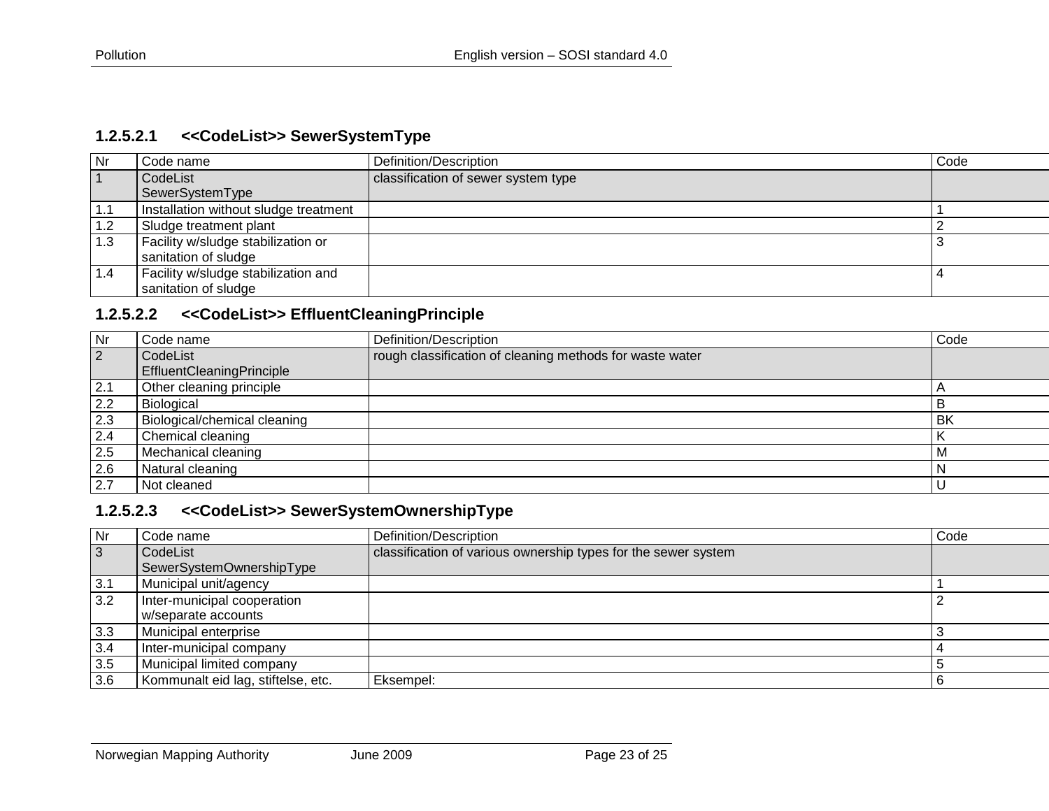#### 1.2.5.2.1 <<CodeList>> SewerSystemType

| Nr | Code name | Definition/Description | Code |
|---|---|---|---|
| 1 | CodeList SewerSystemType | classification of sewer system type | |
| 1.1 | Installation without sludge treatment | | 1 |
| 1.2 | Sludge treatment plant | | 2 |
| 1.3 | Facility w/sludge stabilization or sanitation of sludge | | 3 |
| 1.4 | Facility w/sludge stabilization and sanitation of sludge | | 4 |

#### 1.2.5.2.2 <<CodeList>> EffluentCleaningPrinciple

| Nr | Code name | Definition/Description | Code |
|---|---|---|---|
| 2 | CodeList EffluentCleaningPrinciple | rough classification of cleaning methods for waste water | |
| 2.1 | Other cleaning principle | | A |
| 2.2 | Biological | | B |
| 2.3 | Biological/chemical cleaning | | BK |
| 2.4 | Chemical cleaning | | K |
| 2.5 | Mechanical cleaning | | M |
| 2.6 | Natural cleaning | | N |
| 2.7 | Not cleaned | | U |

#### 1.2.5.2.3 <<CodeList>> SewerSystemOwnershipType

| Nr | Code name | Definition/Description | Code |
|---|---|---|---|
| 3 | CodeList SewerSystemOwnershipType | classification of various ownership types for the sewer system | |
| 3.1 | Municipal unit/agency | | 1 |
| 3.2 | Inter-municipal cooperation w/separate accounts | | 2 |
| 3.3 | Municipal enterprise | | 3 |
| 3.4 | Inter-municipal company | | 4 |
| 3.5 | Municipal limited company | | 5 |
| 3.6 | Kommunalt eid lag, stiftelse, etc. | Eksempel: | 6 |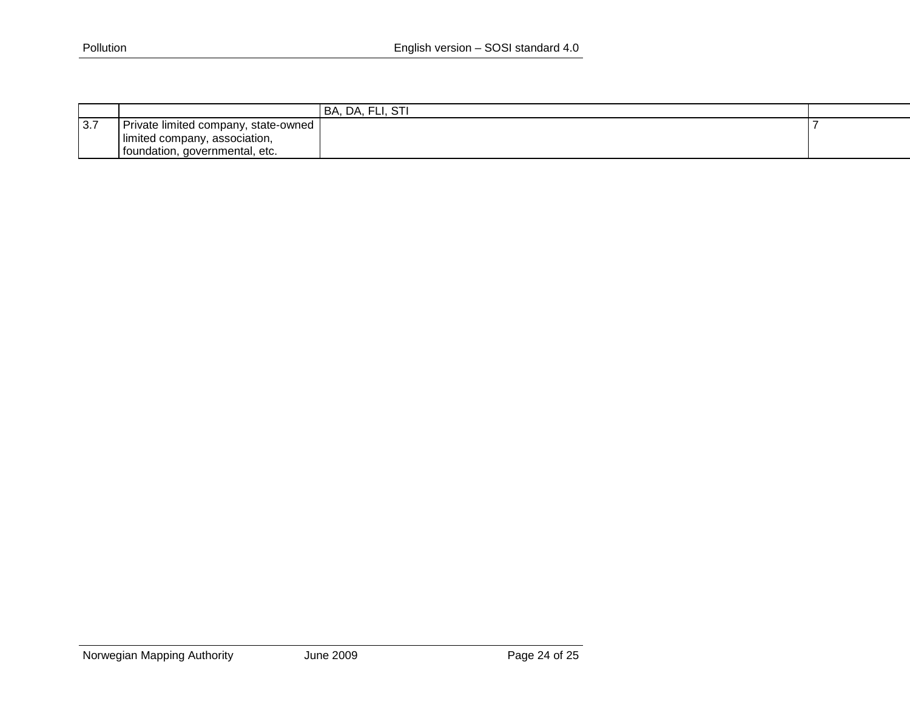| | | | |
|---|---|---|---|
| | | BA, DA, FLI, STI | |
| 3.7 | Private limited company, state-owned limited company, association, foundation, governmental, etc. | | 7 |